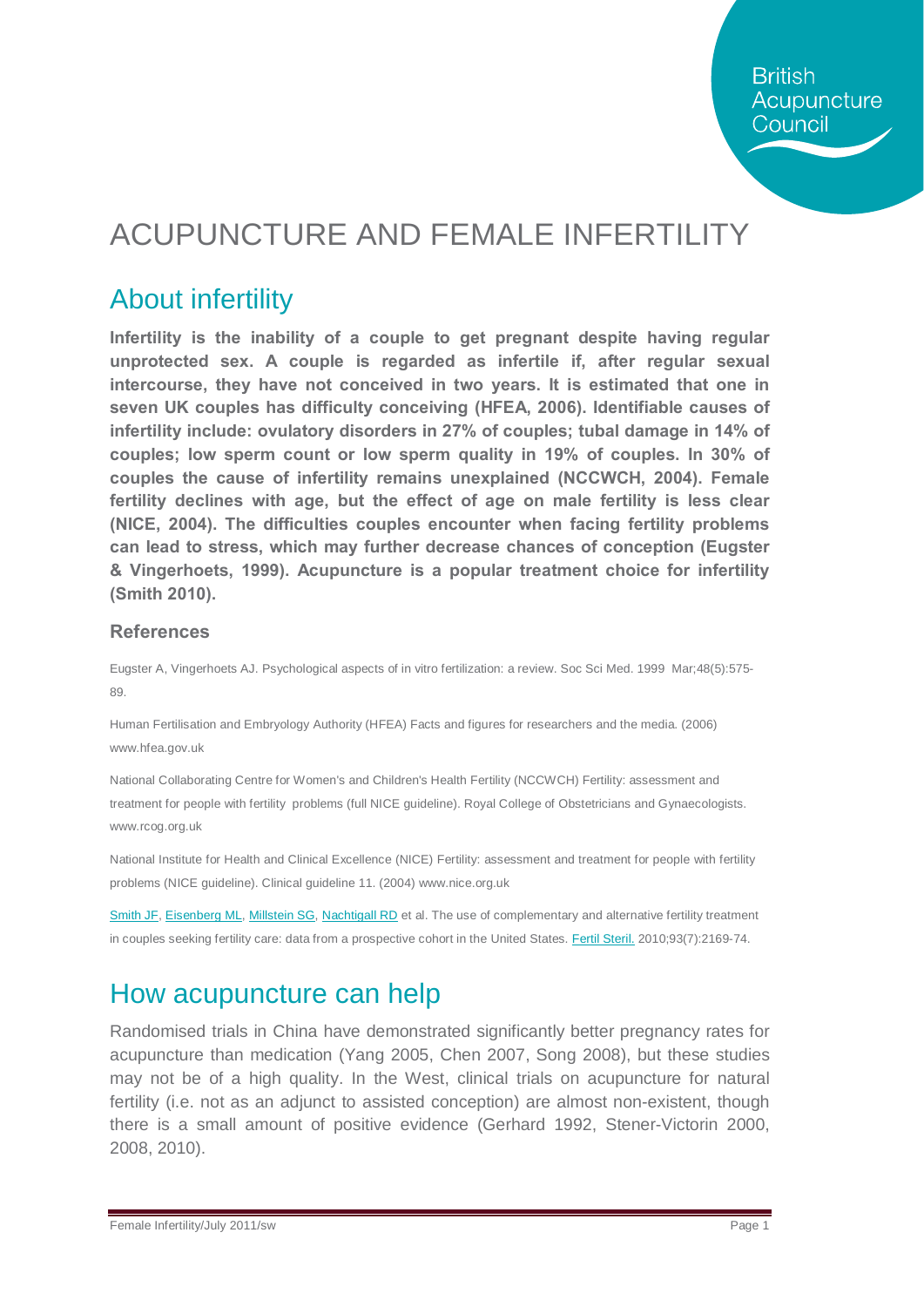British Acupuncture Council

# ACUPUNCTURE AND FEMALE INFERTILITY

## About infertility

**Infertility is the inability of a couple to get pregnant despite having regular unprotected sex. A couple is regarded as infertile if, after regular sexual intercourse, they have not conceived in two years. It is estimated that one in seven UK couples has difficulty conceiving (HFEA, 2006). Identifiable causes of infertility include: ovulatory disorders in 27% of couples; tubal damage in 14% of couples; low sperm count or low sperm quality in 19% of couples. In 30% of couples the cause of infertility remains unexplained (NCCWCH, 2004). Female fertility declines with age, but the effect of age on male fertility is less clear (NICE, 2004). The difficulties couples encounter when facing fertility problems can lead to stress, which may further decrease chances of conception (Eugster & Vingerhoets, 1999). Acupuncture is a popular treatment choice for infertility (Smith 2010).**

### References

Eugster A, Vingerhoets AJ. Psychological aspects of in vitro fertilization: a review. Soc Sci Med. 1999 Mar;48(5):575-89.

Human Fertilisation and Embryology Authority (HFEA) Facts and figures for researchers and the media. (2006) www.hfea.gov.uk

National Collaborating Centre for Women's and Children's Health Fertility (NCCWCH) Fertility: assessment and treatment for people with fertility problems (full NICE guideline). Royal College of Obstetricians and Gynaecologists. www.rcog.org.uk

National Institute for Health and Clinical Excellence (NICE) Fertility: assessment and treatment for people with fertility problems (NICE guideline). Clinical guideline 11. (2004) www.nice.org.uk

Smith JF, Eisenberg ML, Millstein SG, Nachtigall RD et al. The use of complementary and alternative fertility treatment in couples seeking fertility care: data from a prospective cohort in the United States. Fertil Steril. 2010;93(7):2169-74.

## How acupuncture can help

Randomised trials in China have demonstrated significantly better pregnancy rates for acupuncture than medication (Yang 2005, Chen 2007, Song 2008), but these studies may not be of a high quality. In the West, clinical trials on acupuncture for natural fertility (i.e. not as an adjunct to assisted conception) are almost non-existent, though there is a small amount of positive evidence (Gerhard 1992, Stener-Victorin 2000, 2008, 2010).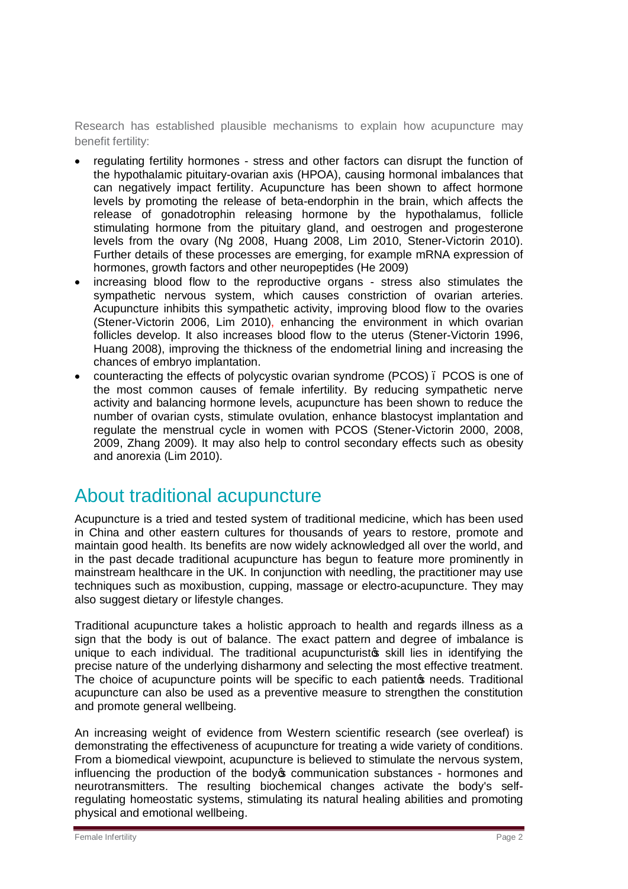Research has established plausible mechanisms to explain how acupuncture may benefit fertility:

- regulating fertility hormones - stress and other factors can disrupt the function of the hypothalamic pituitary-ovarian axis (HPOA), causing hormonal imbalances that can negatively impact fertility. Acupuncture has been shown to affect hormone levels by promoting the release of beta-endorphin in the brain, which affects the release of gonadotrophin releasing hormone by the hypothalamus, follicle stimulating hormone from the pituitary gland, and oestrogen and progesterone levels from the ovary (Ng 2008, Huang 2008, Lim 2010, Stener-Victorin 2010). Further details of these processes are emerging, for example mRNA expression of hormones, growth factors and other neuropeptides (He 2009)
- increasing blood flow to the reproductive organs - stress also stimulates the sympathetic nervous system, which causes constriction of ovarian arteries. Acupuncture inhibits this sympathetic activity, improving blood flow to the ovaries (Stener-Victorin 2006, Lim 2010), enhancing the environment in which ovarian follicles develop. It also increases blood flow to the uterus (Stener-Victorin 1996, Huang 2008), improving the thickness of the endometrial lining and increasing the chances of embryo implantation.
- counteracting the effects of polycystic ovarian syndrome (PCOS) – PCOS is one of the most common causes of female infertility. By reducing sympathetic nerve activity and balancing hormone levels, acupuncture has been shown to reduce the number of ovarian cysts, stimulate ovulation, enhance blastocyst implantation and regulate the menstrual cycle in women with PCOS (Stener-Victorin 2000, 2008, 2009, Zhang 2009). It may also help to control secondary effects such as obesity and anorexia (Lim 2010).

# About traditional acupuncture

Acupuncture is a tried and tested system of traditional medicine, which has been used in China and other eastern cultures for thousands of years to restore, promote and maintain good health. Its benefits are now widely acknowledged all over the world, and in the past decade traditional acupuncture has begun to feature more prominently in mainstream healthcare in the UK. In conjunction with needling, the practitioner may use techniques such as moxibustion, cupping, massage or electro-acupuncture. They may also suggest dietary or lifestyle changes.

Traditional acupuncture takes a holistic approach to health and regards illness as a sign that the body is out of balance. The exact pattern and degree of imbalance is unique to each individual. The traditional acupuncturist's skill lies in identifying the precise nature of the underlying disharmony and selecting the most effective treatment. The choice of acupuncture points will be specific to each patient's needs. Traditional acupuncture can also be used as a preventive measure to strengthen the constitution and promote general wellbeing.

An increasing weight of evidence from Western scientific research (see overleaf) is demonstrating the effectiveness of acupuncture for treating a wide variety of conditions. From a biomedical viewpoint, acupuncture is believed to stimulate the nervous system, influencing the production of the body's communication substances - hormones and neurotransmitters. The resulting biochemical changes activate the body's self-regulating homeostatic systems, stimulating its natural healing abilities and promoting physical and emotional wellbeing.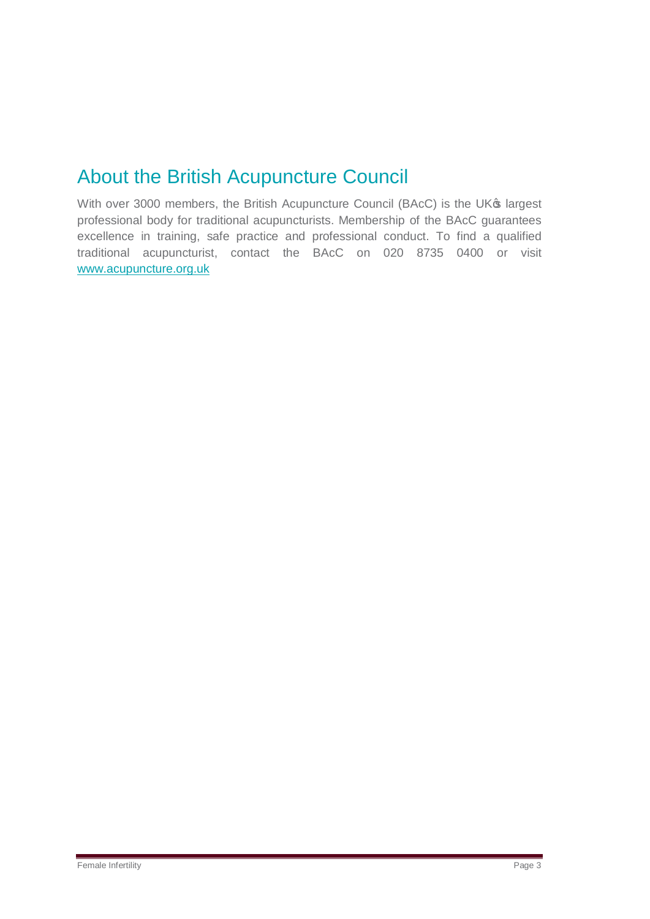## About the British Acupuncture Council

With over 3000 members, the British Acupuncture Council (BAcC) is the UK's largest professional body for traditional acupuncturists. Membership of the BAcC guarantees excellence in training, safe practice and professional conduct. To find a qualified traditional acupuncturist, contact the BAcC on 020 8735 0400 or visit [www.acupuncture.org.uk](http://www.acupuncture.org.uk)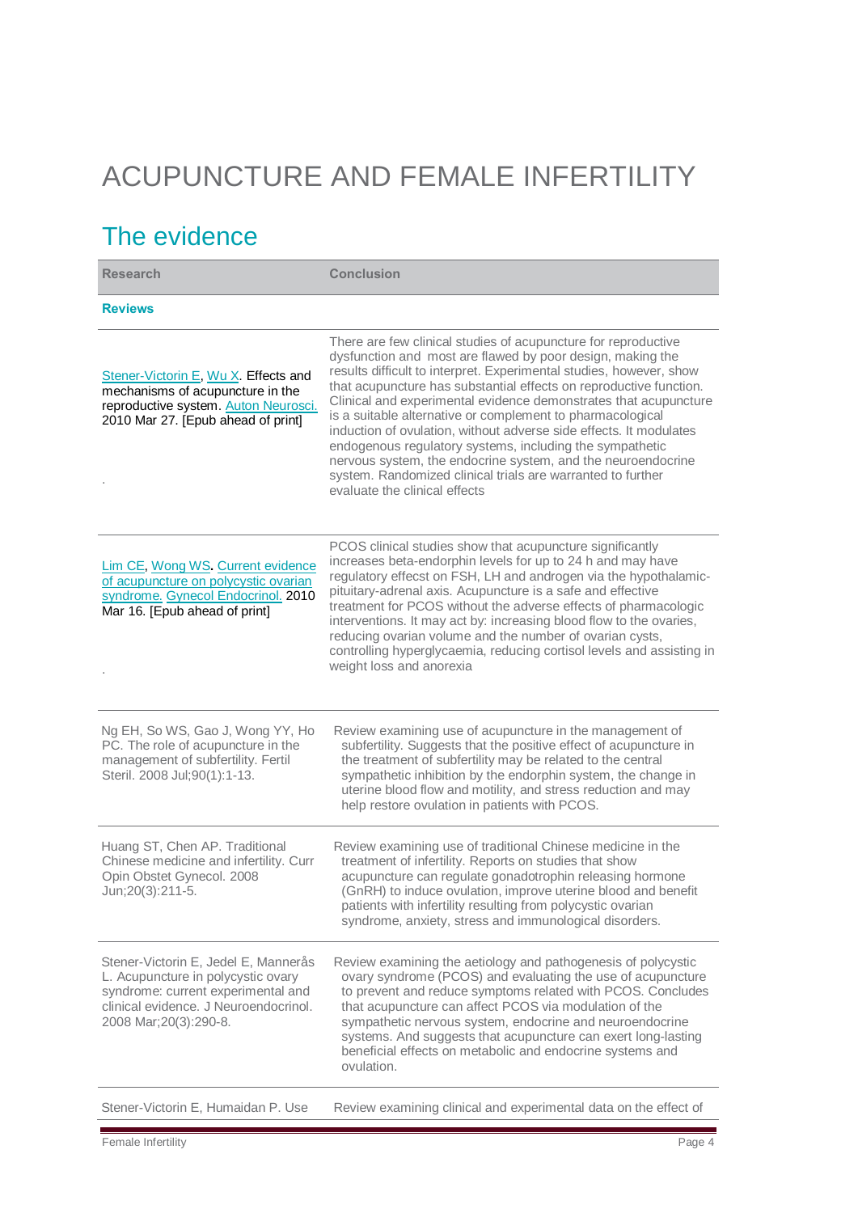# ACUPUNCTURE AND FEMALE INFERTILITY

## The evidence

| Research | Conclusion |
|---|---|
| **Reviews** | |
| Stener-Victorin E, Wu X. Effects and mechanisms of acupuncture in the reproductive system. Auton Neurosci. 2010 Mar 27. [Epub ahead of print] . | There are few clinical studies of acupuncture for reproductive dysfunction and most are flawed by poor design, making the results difficult to interpret. Experimental studies, however, show that acupuncture has substantial effects on reproductive function. Clinical and experimental evidence demonstrates that acupuncture is a suitable alternative or complement to pharmacological induction of ovulation, without adverse side effects. It modulates endogenous regulatory systems, including the sympathetic nervous system, the endocrine system, and the neuroendocrine system. Randomized clinical trials are warranted to further evaluate the clinical effects |
| Lim CE, Wong WS. Current evidence of acupuncture on polycystic ovarian syndrome. Gynecol Endocrinol. 2010 Mar 16. [Epub ahead of print] . | PCOS clinical studies show that acupuncture significantly increases beta-endorphin levels for up to 24 h and may have regulatory effecst on FSH, LH and androgen via the hypothalamic-pituitary-adrenal axis. Acupuncture is a safe and effective treatment for PCOS without the adverse effects of pharmacologic interventions. It may act by: increasing blood flow to the ovaries, reducing ovarian volume and the number of ovarian cysts, controlling hyperglycaemia, reducing cortisol levels and assisting in weight loss and anorexia |
| Ng EH, So WS, Gao J, Wong YY, Ho PC. The role of acupuncture in the management of subfertility. Fertil Steril. 2008 Jul;90(1):1-13. | Review examining use of acupuncture in the management of subfertility. Suggests that the positive effect of acupuncture in the treatment of subfertility may be related to the central sympathetic inhibition by the endorphin system, the change in uterine blood flow and motility, and stress reduction and may help restore ovulation in patients with PCOS. |
| Huang ST, Chen AP. Traditional Chinese medicine and infertility. Curr Opin Obstet Gynecol. 2008 Jun;20(3):211-5. | Review examining use of traditional Chinese medicine in the treatment of infertility. Reports on studies that show acupuncture can regulate gonadotrophin releasing hormone (GnRH) to induce ovulation, improve uterine blood and benefit patients with infertility resulting from polycystic ovarian syndrome, anxiety, stress and immunological disorders. |
| Stener-Victorin E, Jedel E, Manneråds L. Acupuncture in polycystic ovary syndrome: current experimental and clinical evidence. J Neuroendocrinol. 2008 Mar;20(3):290-8. | Review examining the aetiology and pathogenesis of polycystic ovary syndrome (PCOS) and evaluating the use of acupuncture to prevent and reduce symptoms related with PCOS. Concludes that acupuncture can affect PCOS via modulation of the sympathetic nervous system, endocrine and neuroendocrine systems. And suggests that acupuncture can exert long-lasting beneficial effects on metabolic and endocrine systems and ovulation. |
| Stener-Victorin E, Humaidan P. Use | Review examining clinical and experimental data on the effect of |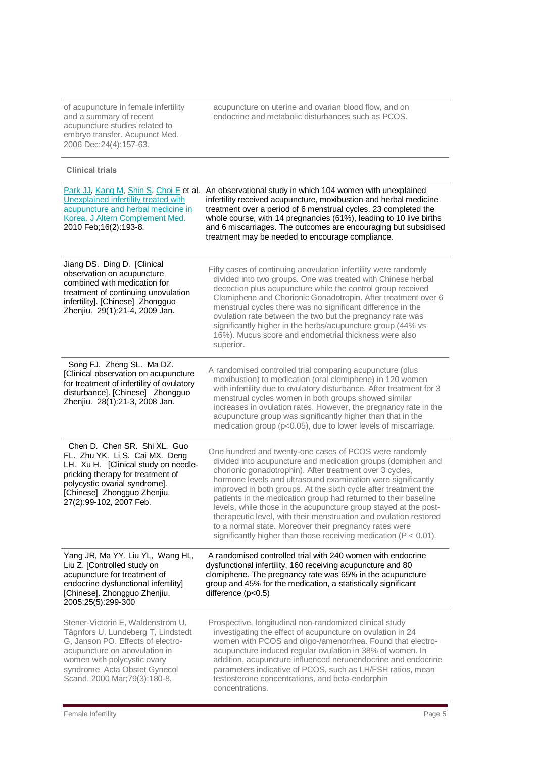| | |
|---|---|
| of acupuncture in female infertility and a summary of recent acupuncture studies related to embryo transfer. Acupunct Med. 2006 Dec;24(4):157-63. | acupuncture on uterine and ovarian blood flow, and on endocrine and metabolic disturbances such as PCOS. |

**Clinical trials**

| | |
|---|---|
| Park JJ, Kang M, Shin S, Choi E et al. Unexplained infertility treated with acupuncture and herbal medicine in Korea. J Altern Complement Med. 2010 Feb;16(2):193-8. | An observational study in which 104 women with unexplained infertility received acupuncture, moxibustion and herbal medicine treatment over a period of 6 menstrual cycles. 23 completed the whole course, with 14 pregnancies (61%), leading to 10 live births and 6 miscarriages. The outcomes are encouraging but subsidised treatment may be needed to encourage compliance. |
| Jiang DS. Ding D. [Clinical observation on acupuncture combined with medication for treatment of continuing unovulation infertility]. [Chinese] Zhongguo Zhenjiu. 29(1):21-4, 2009 Jan. | Fifty cases of continuing anovulation infertility were randomly divided into two groups. One was treated with Chinese herbal decoction plus acupuncture while the control group received Clomiphene and Chorionic Gonadotropin. After treatment over 6 menstrual cycles there was no significant difference in the ovulation rate between the two but the pregnancy rate was significantly higher in the herbs/acupuncture group (44% vs 16%). Mucus score and endometrial thickness were also superior. |
| Song FJ. Zheng SL. Ma DZ. [Clinical observation on acupuncture for treatment of infertility of ovulatory disturbance]. [Chinese] Zhongguo Zhenjiu. 28(1):21-3, 2008 Jan. | A randomised controlled trial comparing acupuncture (plus moxibustion) to medication (oral clomiphene) in 120 women with infertility due to ovulatory disturbance. After treatment for 3 menstrual cycles women in both groups showed similar increases in ovulation rates. However, the pregnancy rate in the acupuncture group was significantly higher than that in the medication group ($p<0.05$), due to lower levels of miscarriage. |
| Chen D. Chen SR. Shi XL. Guo FL. Zhu YK. Li S. Cai MX. Deng LH. Xu H. [Clinical study on needle-pricking therapy for treatment of polycystic ovarial syndrome]. [Chinese] Zhongguo Zhenjiu. 27(2):99-102, 2007 Feb. | One hundred and twenty-one cases of PCOS were randomly divided into acupuncture and medication groups (domiphen and chorionic gonadotrophin). After treatment over 3 cycles, hormone levels and ultrasound examination were significantly improved in both groups. At the sixth cycle after treatment the patients in the medication group had returned to their baseline levels, while those in the acupuncture group stayed at the post-therapeutic level, with their menstruation and ovulation restored to a normal state. Moreover their pregnancy rates were significantly higher than those receiving medication ($P < 0.01$). |
| Yang JR, Ma YY, Liu YL, Wang HL, Liu Z. [Controlled study on acupuncture for treatment of endocrine dysfunctional infertility] [Chinese]. Zhongguo Zhenjiu. 2005;25(5):299-300 | A randomised controlled trial with 240 women with endocrine dysfunctional infertility, 160 receiving acupuncture and 80 clomiphene. The pregnancy rate was 65% in the acupuncture group and 45% for the medication, a statistically significant difference ($p<0.5$) |
| Stener-Victorin E, Waldenström U, Tägnfors U, Lundeberg T, Lindstedt G, Janson PO. Effects of electro-acupuncture on anovulation in women with polycystic ovary syndrome Acta Obstet Gynecol Scand. 2000 Mar;79(3):180-8. | Prospective, longitudinal non-randomized clinical study investigating the effect of acupuncture on ovulation in 24 women with PCOS and oligo-/amenorrhea. Found that electro-acupuncture induced regular ovulation in 38% of women. In addition, acupuncture influenced neruoendocrine and endocrine parameters indicative of PCOS, such as LH/FSH ratios, mean testosterone concentrations, and beta-endorphin concentrations. |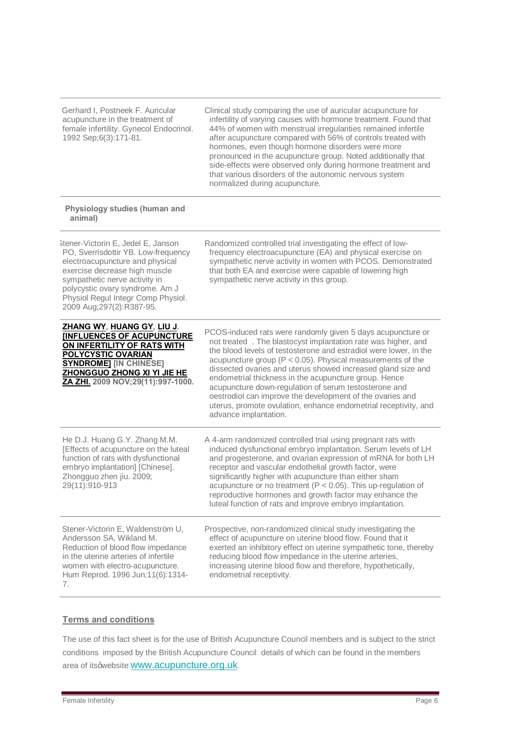| | |
|---|---|
| Gerhard I, Postneek F. Auricular acupuncture in the treatment of female infertility. Gynecol Endocrinol. 1992 Sep;6(3):171-81. | Clinical study comparing the use of auricular acupuncture for infertility of varying causes with hormone treatment. Found that 44% of women with menstrual irregularities remained infertile after acupuncture compared with 56% of controls treated with hormones, even though hormone disorders were more pronounced in the acupuncture group. Noted additionally that side-effects were observed only during hormone treatment and that various disorders of the autonomic nervous system normalized during acupuncture. |
| **Physiology studies (human and animal)** | |
| Stener-Victorin E, Jedel E, Janson PO, Sverrisdottir YB. Low-frequency electroacupuncture and physical exercise decrease high muscle sympathetic nerve activity in polycystic ovary syndrome. Am J Physiol Regul Integr Comp Physiol. 2009 Aug;297(2):R387-95. | Randomized controlled trial investigating the effect of low-frequency electroacupuncture (EA) and physical exercise on sympathetic nerve activity in women with PCOS. Demonstrated that both EA and exercise were capable of lowering high sympathetic nerve activity in this group. |
| **ZHANG WY, HUANG GY, LIU J. [INFLUENCES OF ACUPUNCTURE ON INFERTILITY OF RATS WITH POLYCYSTIC OVARIAN SYNDROME] [IN CHINESE] ZHONGGUO ZHONG XI YI JIE HE ZA ZHI. 2009 NOV;29(11):997-1000.** | PCOS-induced rats were randomly given 5 days acupuncture or not treated . The blastocyst implantation rate was higher, and the blood levels of testosterone and estradiol were lower, in the acupuncture group ($P < 0.05$). Physical measurements of the dissected ovaries and uterus showed increased gland size and endometrial thickness in the acupuncture group. Hence acupuncture down-regulation of serum testosterone and oestrodiol can improve the development of the ovaries and uterus, promote ovulation, enhance endometrial receptivity, and advance implantation. |
| He D.J. Huang G.Y. Zhang M.M. [Effects of acupuncture on the luteal function of rats with dysfunctional embryo implantation] [Chinese]. Zhongguo zhen jiu. 2009; 29(11):910-913 | A 4-arm randomized controlled trial using pregnant rats with induced dysfunctional embryo implantation. Serum levels of LH and progesterone, and ovarian expression of mRNA for both LH receptor and vascular endothelial growth factor, were significantly higher with acupuncture than either sham acupuncture or no treatment ($P < 0.05$). This up-regulation of reproductive hormones and growth factor may enhance the luteal function of rats and improve embryo implantation. |
| Stener-Victorin E, Waldenström U, Andersson SA, Wikland M. Reduction of blood flow impedance in the uterine arteries of infertile women with electro-acupuncture. Hum Reprod. 1996 Jun;11(6):1314-7. | Prospective, non-randomized clinical study investigating the effect of acupuncture on uterine blood flow. Found that it exerted an inhibitory effect on uterine sympathetic tone, thereby reducing blood flow impedance in the uterine arteries, increasing uterine blood flow and therefore, hypothetically, endometrial receptivity. |

## Terms and conditions

The use of this fact sheet is for the use of British Acupuncture Council members and is subject to the strict conditions imposed by the British Acupuncture Council details of which can be found in the members area of its website www.acupuncture.org.uk.